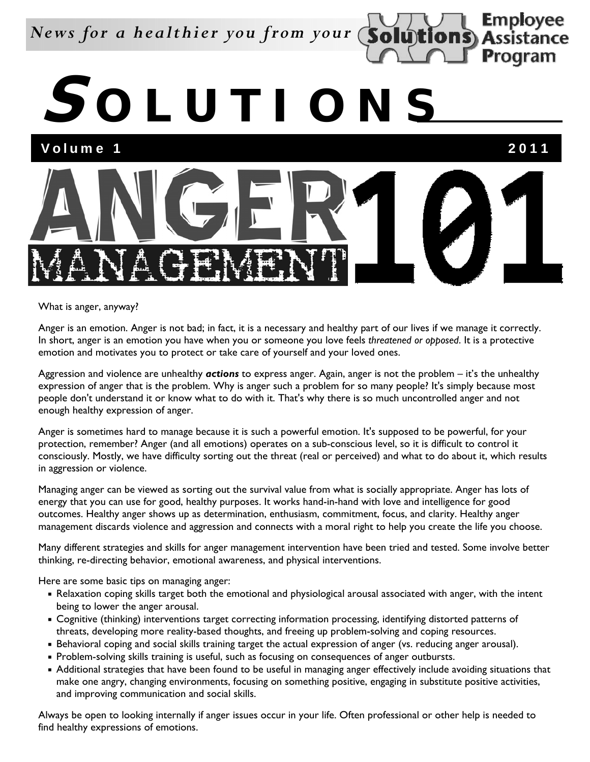*News for a healthier you from your* Solutions Employee Assistance Program

# SOLUTIONS

**Volume 1 2011**

# ANGER MANAGEMENT 101

What is anger, anyway?

Anger is an emotion. Anger is not bad; in fact, it is a necessary and healthy part of our lives if we manage it correctly. In short, anger is an emotion you have when you or someone you love feels *threatened or opposed*. It is a protective emotion and motivates you to protect or take care of yourself and your loved ones.

Aggression and violence are unhealthy ***actions*** to express anger. Again, anger is not the problem – it's the unhealthy expression of anger that is the problem. Why is anger such a problem for so many people? It's simply because most people don't understand it or know what to do with it. That's why there is so much uncontrolled anger and not enough healthy expression of anger.

Anger is sometimes hard to manage because it is such a powerful emotion. It's supposed to be powerful, for your protection, remember? Anger (and all emotions) operates on a sub-conscious level, so it is difficult to control it consciously. Mostly, we have difficulty sorting out the threat (real or perceived) and what to do about it, which results in aggression or violence.

Managing anger can be viewed as sorting out the survival value from what is socially appropriate. Anger has lots of energy that you can use for good, healthy purposes. It works hand-in-hand with love and intelligence for good outcomes. Healthy anger shows up as determination, enthusiasm, commitment, focus, and clarity. Healthy anger management discards violence and aggression and connects with a moral right to help you create the life you choose.

Many different strategies and skills for anger management intervention have been tried and tested. Some involve better thinking, re-directing behavior, emotional awareness, and physical interventions.

Here are some basic tips on managing anger:

- Relaxation coping skills target both the emotional and physiological arousal associated with anger, with the intent being to lower the anger arousal.
- Cognitive (thinking) interventions target correcting information processing, identifying distorted patterns of threats, developing more reality-based thoughts, and freeing up problem-solving and coping resources.
- Behavioral coping and social skills training target the actual expression of anger (vs. reducing anger arousal).
- Problem-solving skills training is useful, such as focusing on consequences of anger outbursts.
- Additional strategies that have been found to be useful in managing anger effectively include avoiding situations that make one angry, changing environments, focusing on something positive, engaging in substitute positive activities, and improving communication and social skills.

Always be open to looking internally if anger issues occur in your life. Often professional or other help is needed to find healthy expressions of emotions.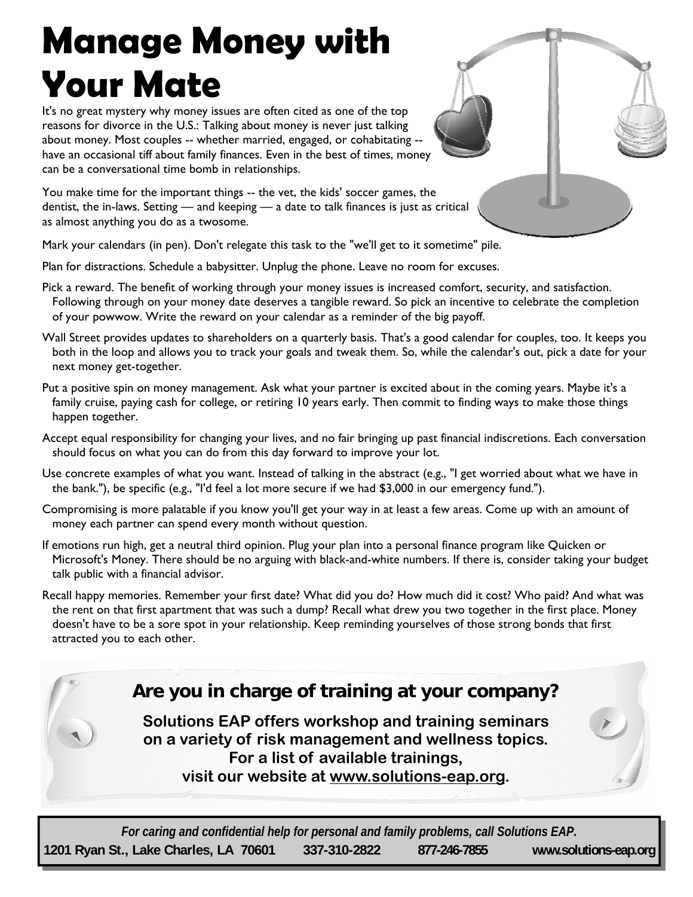# Manage Money with Your Mate

It's no great mystery why money issues are often cited as one of the top reasons for divorce in the U.S.: Talking about money is never just talking about money. Most couples -- whether married, engaged, or cohabitating -- have an occasional tiff about family finances. Even in the best of times, money can be a conversational time bomb in relationships.

You make time for the important things -- the vet, the kids' soccer games, the dentist, the in-laws. Setting — and keeping — a date to talk finances is just as critical as almost anything you do as a twosome.

Mark your calendars (in pen). Don't relegate this task to the "we'll get to it sometime" pile.

Plan for distractions. Schedule a babysitter. Unplug the phone. Leave no room for excuses.

Pick a reward. The benefit of working through your money issues is increased comfort, security, and satisfaction. Following through on your money date deserves a tangible reward. So pick an incentive to celebrate the completion of your powwow. Write the reward on your calendar as a reminder of the big payoff.

Wall Street provides updates to shareholders on a quarterly basis. That's a good calendar for couples, too. It keeps you both in the loop and allows you to track your goals and tweak them. So, while the calendar's out, pick a date for your next money get-together.

Put a positive spin on money management. Ask what your partner is excited about in the coming years. Maybe it's a family cruise, paying cash for college, or retiring 10 years early. Then commit to finding ways to make those things happen together.

Accept equal responsibility for changing your lives, and no fair bringing up past financial indiscretions. Each conversation should focus on what you can do from this day forward to improve your lot.

Use concrete examples of what you want. Instead of talking in the abstract (e.g., "I get worried about what we have in the bank."), be specific (e.g., "I'd feel a lot more secure if we had $3,000 in our emergency fund.").

Compromising is more palatable if you know you'll get your way in at least a few areas. Come up with an amount of money each partner can spend every month without question.

If emotions run high, get a neutral third opinion. Plug your plan into a personal finance program like Quicken or Microsoft's Money. There should be no arguing with black-and-white numbers. If there is, consider taking your budget talk public with a financial advisor.

Recall happy memories. Remember your first date? What did you do? How much did it cost? Who paid? And what was the rent on that first apartment that was such a dump? Recall what drew you two together in the first place. Money doesn't have to be a sore spot in your relationship. Keep reminding yourselves of those strong bonds that first attracted you to each other.

**Are you in charge of training at your company?**

**Solutions EAP offers workshop and training seminars on a variety of risk management and wellness topics. For a list of available trainings, visit our website at www.solutions-eap.org.**

*For caring and confidential help for personal and family problems, call Solutions EAP.*

**1201 Ryan St., Lake Charles, LA 70601 337-310-2822 877-246-7855 www.solutions-eap.org**